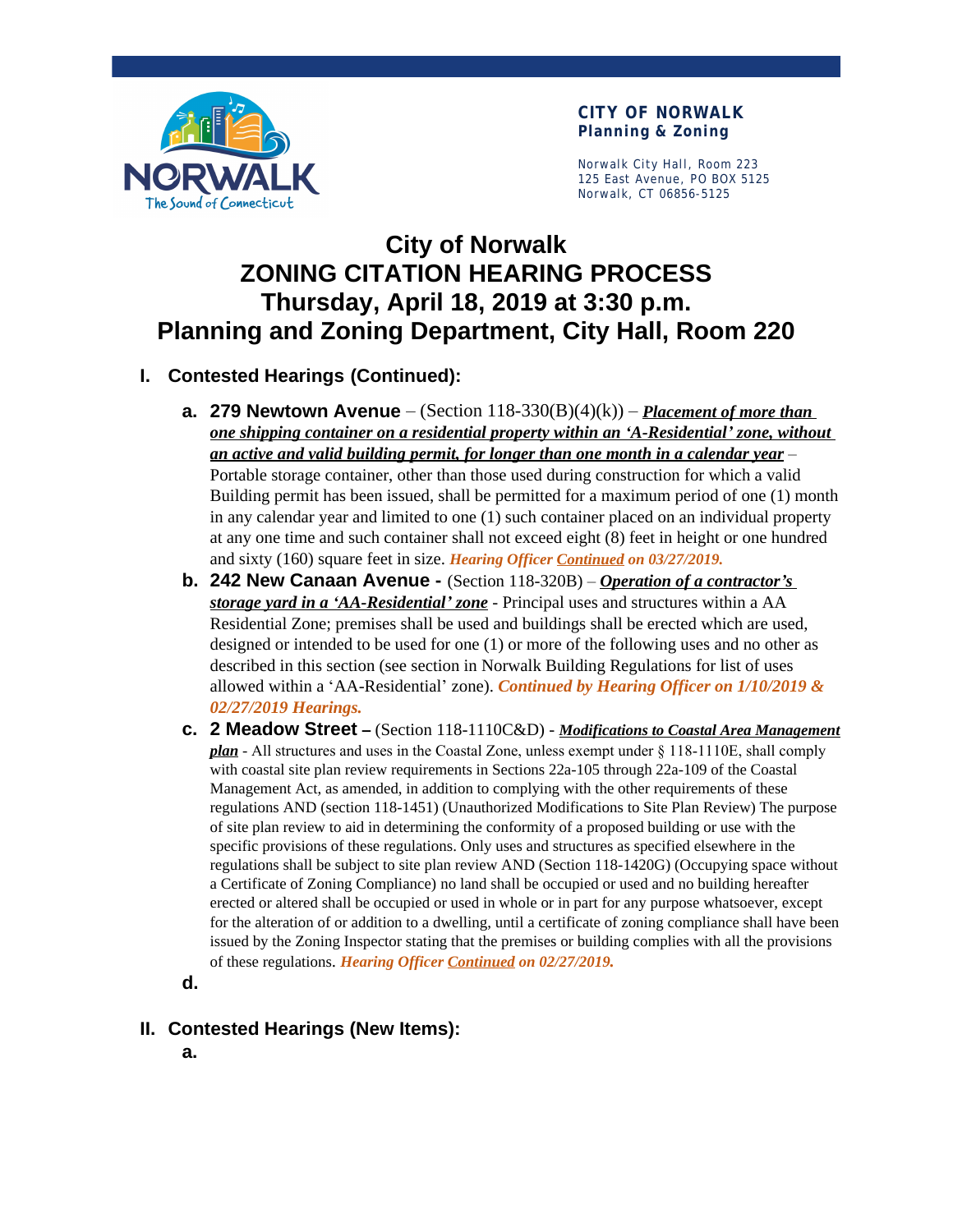**CITY OF NORWALK**
**Planning & Zoning**

Norwalk City Hall, Room 223
125 East Avenue, PO BOX 5125
Norwalk, CT 06856-5125

# City of Norwalk
# ZONING CITATION HEARING PROCESS
# Thursday, April 18, 2019 at 3:30 p.m.
# Planning and Zoning Department, City Hall, Room 220

## I. Contested Hearings (Continued):

**a. 279 Newtown Avenue** – (Section 118-330(B)(4)(k)) – ***Placement of more than one shipping container on a residential property within an 'A-Residential' zone, without an active and valid building permit, for longer than one month in a calendar year*** – Portable storage container, other than those used during construction for which a valid Building permit has been issued, shall be permitted for a maximum period of one (1) month in any calendar year and limited to one (1) such container placed on an individual property at any one time and such container shall not exceed eight (8) feet in height or one hundred and sixty (160) square feet in size. ***Hearing Officer Continued on 03/27/2019.***

**b. 242 New Canaan Avenue -** (Section 118-320B) – ***Operation of a contractor's storage yard in a 'AA-Residential' zone*** - Principal uses and structures within a AA Residential Zone; premises shall be used and buildings shall be erected which are used, designed or intended to be used for one (1) or more of the following uses and no other as described in this section (see section in Norwalk Building Regulations for list of uses allowed within a 'AA-Residential' zone). ***Continued by Hearing Officer on 1/10/2019 & 02/27/2019 Hearings.***

**c. 2 Meadow Street –** (Section 118-1110C&D) - ***Modifications to Coastal Area Management plan*** - All structures and uses in the Coastal Zone, unless exempt under § 118-1110E, shall comply with coastal site plan review requirements in Sections 22a-105 through 22a-109 of the Coastal Management Act, as amended, in addition to complying with the other requirements of these regulations AND (section 118-1451) (Unauthorized Modifications to Site Plan Review) The purpose of site plan review to aid in determining the conformity of a proposed building or use with the specific provisions of these regulations. Only uses and structures as specified elsewhere in the regulations shall be subject to site plan review AND (Section 118-1420G) (Occupying space without a Certificate of Zoning Compliance) no land shall be occupied or used and no building hereafter erected or altered shall be occupied or used in whole or in part for any purpose whatsoever, except for the alteration of or addition to a dwelling, until a certificate of zoning compliance shall have been issued by the Zoning Inspector stating that the premises or building complies with all the provisions of these regulations. ***Hearing Officer Continued on 02/27/2019.***

**d.**

## II. Contested Hearings (New Items):

**a.**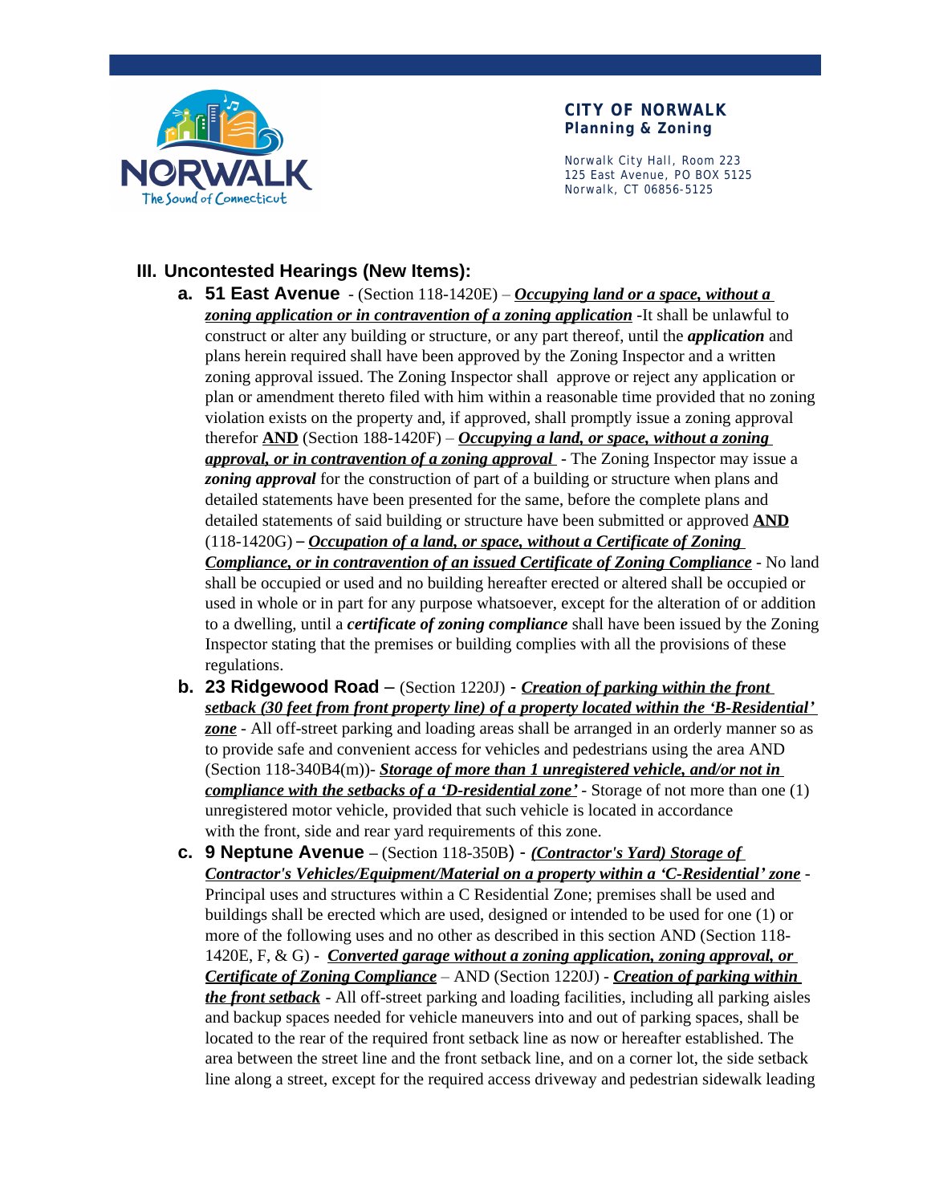**CITY OF NORWALK**
**Planning & Zoning**

Norwalk City Hall, Room 223
125 East Avenue, PO BOX 5125
Norwalk, CT 06856-5125

## III. Uncontested Hearings (New Items):

a. **51 East Avenue** - (Section 118-1420E) – ***Occupying land or a space, without a zoning application or in contravention of a zoning application*** -It shall be unlawful to construct or alter any building or structure, or any part thereof, until the ***application*** and plans herein required shall have been approved by the Zoning Inspector and a written zoning approval issued. The Zoning Inspector shall approve or reject any application or plan or amendment thereto filed with him within a reasonable time provided that no zoning violation exists on the property and, if approved, shall promptly issue a zoning approval therefor **AND** (Section 188-1420F) – ***Occupying a land, or space, without a zoning approval, or in contravention of a zoning approval*** - The Zoning Inspector may issue a ***zoning approval*** for the construction of part of a building or structure when plans and detailed statements have been presented for the same, before the complete plans and detailed statements of said building or structure have been submitted or approved **AND** (118-1420G) – ***Occupation of a land, or space, without a Certificate of Zoning Compliance, or in contravention of an issued Certificate of Zoning Compliance*** - No land shall be occupied or used and no building hereafter erected or altered shall be occupied or used in whole or in part for any purpose whatsoever, except for the alteration of or addition to a dwelling, until a ***certificate of zoning compliance*** shall have been issued by the Zoning Inspector stating that the premises or building complies with all the provisions of these regulations.

b. **23 Ridgewood Road** – (Section 1220J) - ***Creation of parking within the front setback (30 feet from front property line) of a property located within the 'B-Residential' zone*** - All off-street parking and loading areas shall be arranged in an orderly manner so as to provide safe and convenient access for vehicles and pedestrians using the area AND (Section 118-340B4(m))- ***Storage of more than 1 unregistered vehicle, and/or not in compliance with the setbacks of a 'D-residential zone'*** - Storage of not more than one (1) unregistered motor vehicle, provided that such vehicle is located in accordance with the front, side and rear yard requirements of this zone.

c. **9 Neptune Avenue** – (Section 118-350B) - ***(Contractor's Yard) Storage of Contractor's Vehicles/Equipment/Material on a property within a 'C-Residential' zone*** - Principal uses and structures within a C Residential Zone; premises shall be used and buildings shall be erected which are used, designed or intended to be used for one (1) or more of the following uses and no other as described in this section AND (Section 118-1420E, F, & G) - ***Converted garage without a zoning application, zoning approval, or Certificate of Zoning Compliance*** – AND (Section 1220J) - ***Creation of parking within the front setback*** - All off-street parking and loading facilities, including all parking aisles and backup spaces needed for vehicle maneuvers into and out of parking spaces, shall be located to the rear of the required front setback line as now or hereafter established. The area between the street line and the front setback line, and on a corner lot, the side setback line along a street, except for the required access driveway and pedestrian sidewalk leading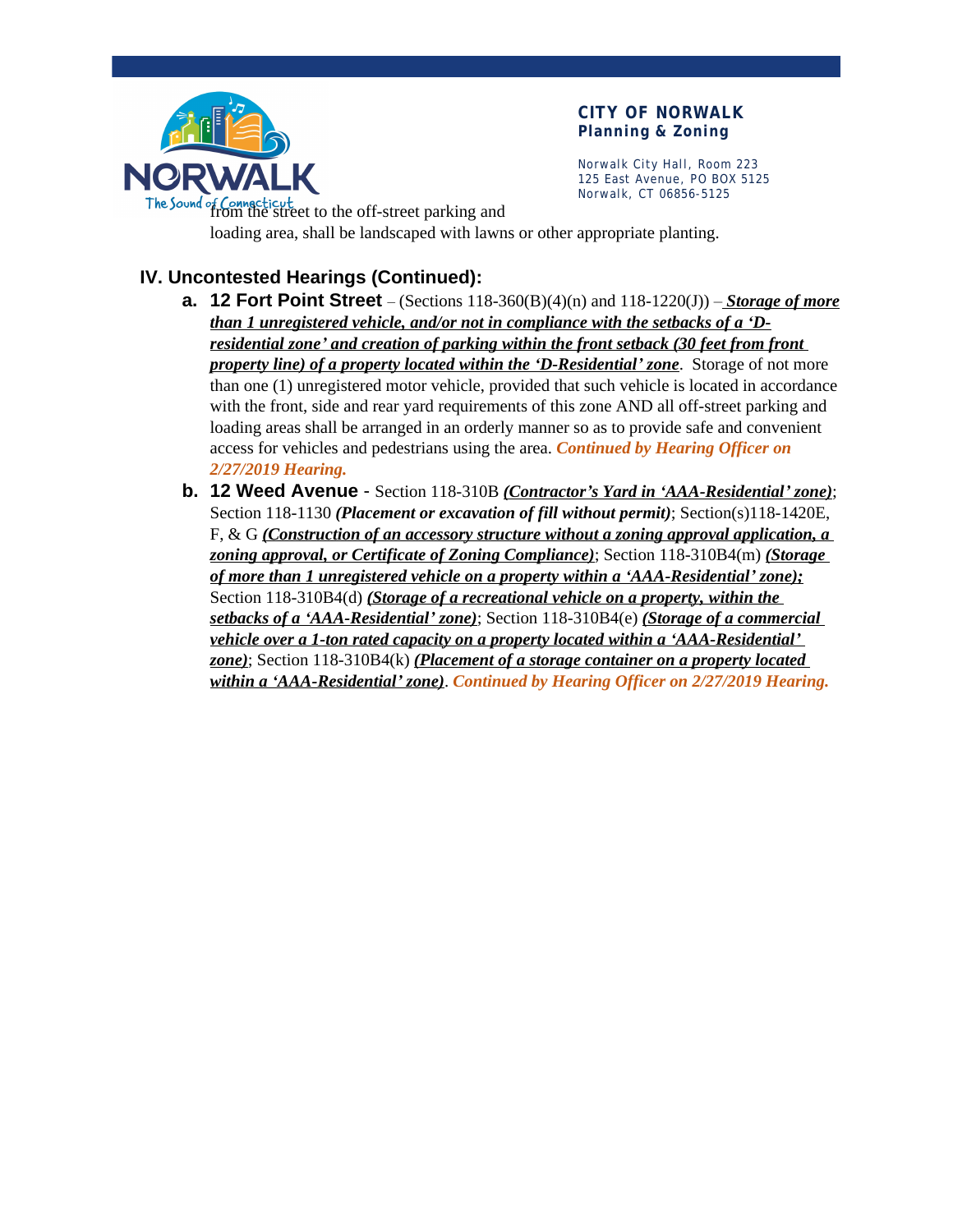from the street to the off-street parking and loading area, shall be landscaped with lawns or other appropriate planting.

## IV. Uncontested Hearings (Continued):

a. **12 Fort Point Street** – (Sections 118-360(B)(4)(n) and 118-1220(J)) – ***Storage of more than 1 unregistered vehicle, and/or not in compliance with the setbacks of a 'D-residential zone' and creation of parking within the front setback (30 feet from front property line) of a property located within the 'D-Residential' zone***. Storage of not more than one (1) unregistered motor vehicle, provided that such vehicle is located in accordance with the front, side and rear yard requirements of this zone AND all off-street parking and loading areas shall be arranged in an orderly manner so as to provide safe and convenient access for vehicles and pedestrians using the area. ***Continued by Hearing Officer on 2/27/2019 Hearing.***

b. **12 Weed Avenue** - Section 118-310B ***(Contractor's Yard in 'AAA-Residential' zone)***; Section 118-1130 ***(Placement or excavation of fill without permit)***; Section(s)118-1420E, F, & G ***(Construction of an accessory structure without a zoning approval application, a zoning approval, or Certificate of Zoning Compliance)***; Section 118-310B4(m) ***(Storage of more than 1 unregistered vehicle on a property within a 'AAA-Residential' zone);*** Section 118-310B4(d) ***(Storage of a recreational vehicle on a property, within the setbacks of a 'AAA-Residential' zone)***; Section 118-310B4(e) ***(Storage of a commercial vehicle over a 1-ton rated capacity on a property located within a 'AAA-Residential' zone)***; Section 118-310B4(k) ***(Placement of a storage container on a property located within a 'AAA-Residential' zone)***. ***Continued by Hearing Officer on 2/27/2019 Hearing.***